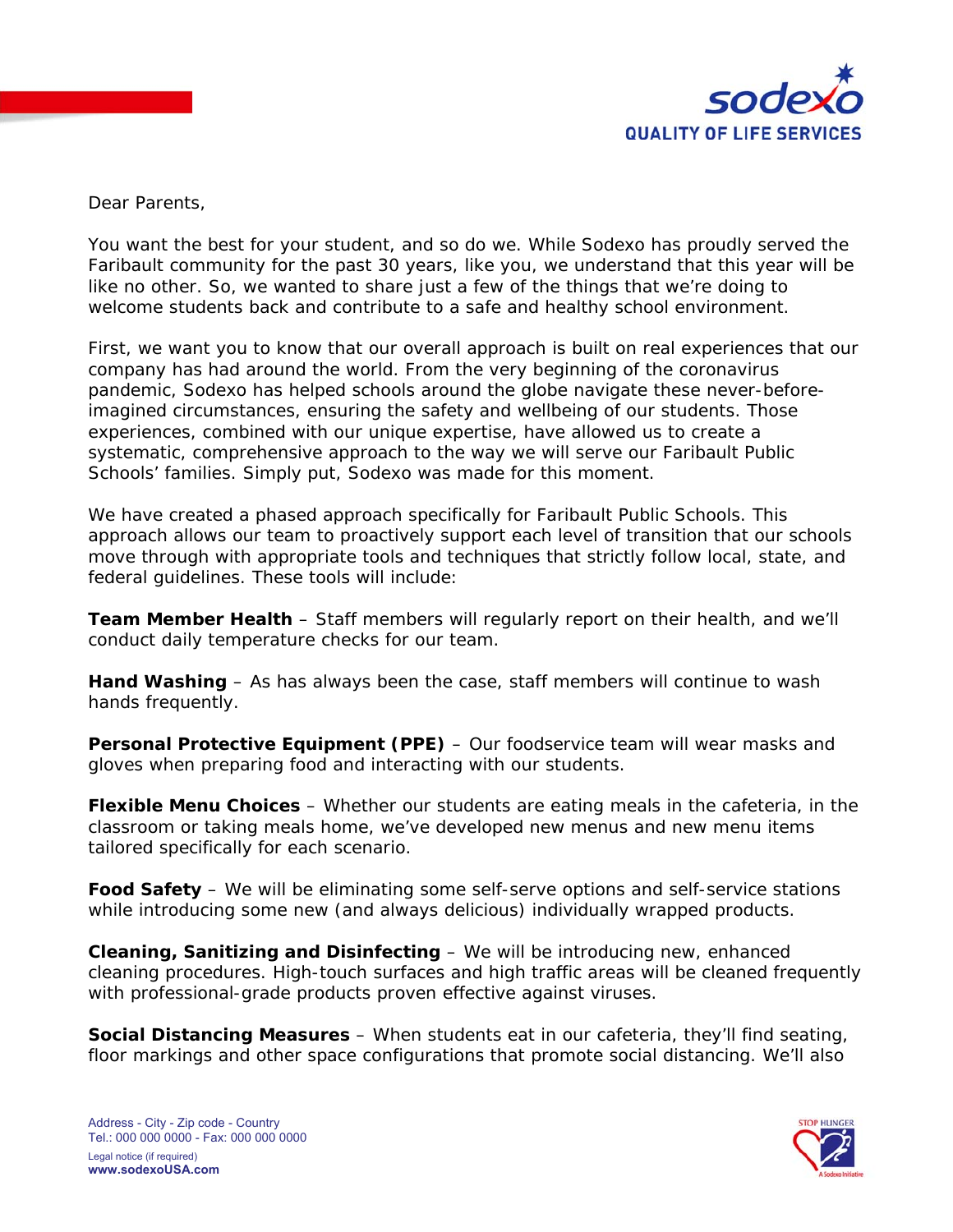Dear Parents,

You want the best for your student, and so do we. While Sodexo has proudly served the Faribault community for the past 30 years, like you, we understand that this year will be like no other. So, we wanted to share just a few of the things that we're doing to welcome students back and contribute to a safe and healthy school environment.

First, we want you to know that our overall approach is built on real experiences that our company has had around the world. From the very beginning of the coronavirus pandemic, Sodexo has helped schools around the globe navigate these never-before-imagined circumstances, ensuring the safety and wellbeing of our students. Those experiences, combined with our unique expertise, have allowed us to create a systematic, comprehensive approach to the way we will serve our Faribault Public Schools' families. Simply put, Sodexo was made for this moment.

We have created a phased approach specifically for Faribault Public Schools. This approach allows our team to proactively support each level of transition that our schools move through with appropriate tools and techniques that strictly follow local, state, and federal guidelines. These tools will include:

**Team Member Health** – Staff members will regularly report on their health, and we'll conduct daily temperature checks for our team.

**Hand Washing** – As has always been the case, staff members will continue to wash hands frequently.

**Personal Protective Equipment (PPE)** – Our foodservice team will wear masks and gloves when preparing food and interacting with our students.

**Flexible Menu Choices** – Whether our students are eating meals in the cafeteria, in the classroom or taking meals home, we've developed new menus and new menu items tailored specifically for each scenario.

**Food Safety** – We will be eliminating some self-serve options and self-service stations while introducing some new (and always delicious) individually wrapped products.

**Cleaning, Sanitizing and Disinfecting** – We will be introducing new, enhanced cleaning procedures. High-touch surfaces and high traffic areas will be cleaned frequently with professional-grade products proven effective against viruses.

**Social Distancing Measures** – When students eat in our cafeteria, they'll find seating, floor markings and other space configurations that promote social distancing. We'll also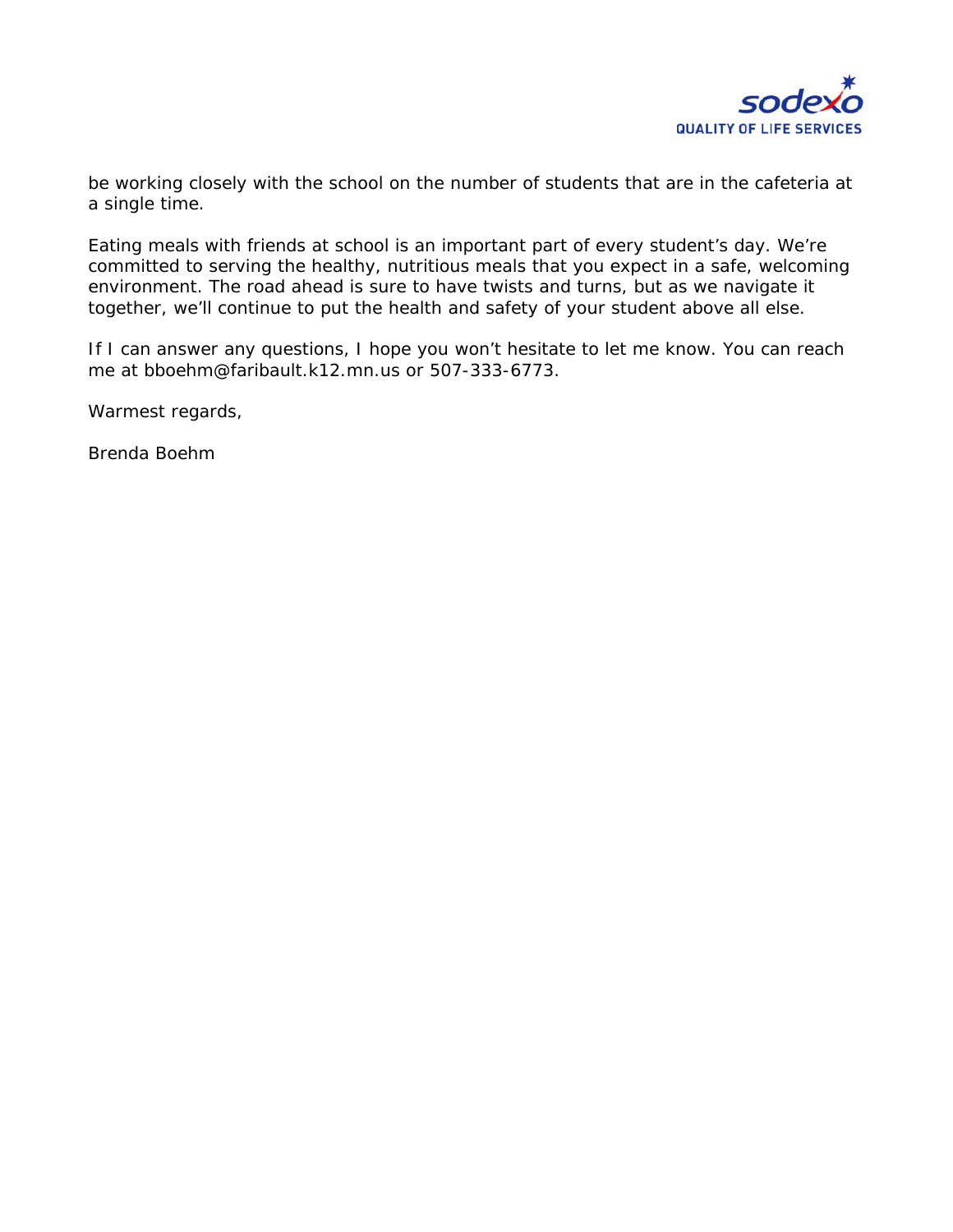be working closely with the school on the number of students that are in the cafeteria at a single time.

Eating meals with friends at school is an important part of every student's day. We're committed to serving the healthy, nutritious meals that you expect in a safe, welcoming environment. The road ahead is sure to have twists and turns, but as we navigate it together, we'll continue to put the health and safety of your student above all else.

If I can answer any questions, I hope you won't hesitate to let me know. You can reach me at bboehm@faribault.k12.mn.us or 507-333-6773.

Warmest regards,

Brenda Boehm